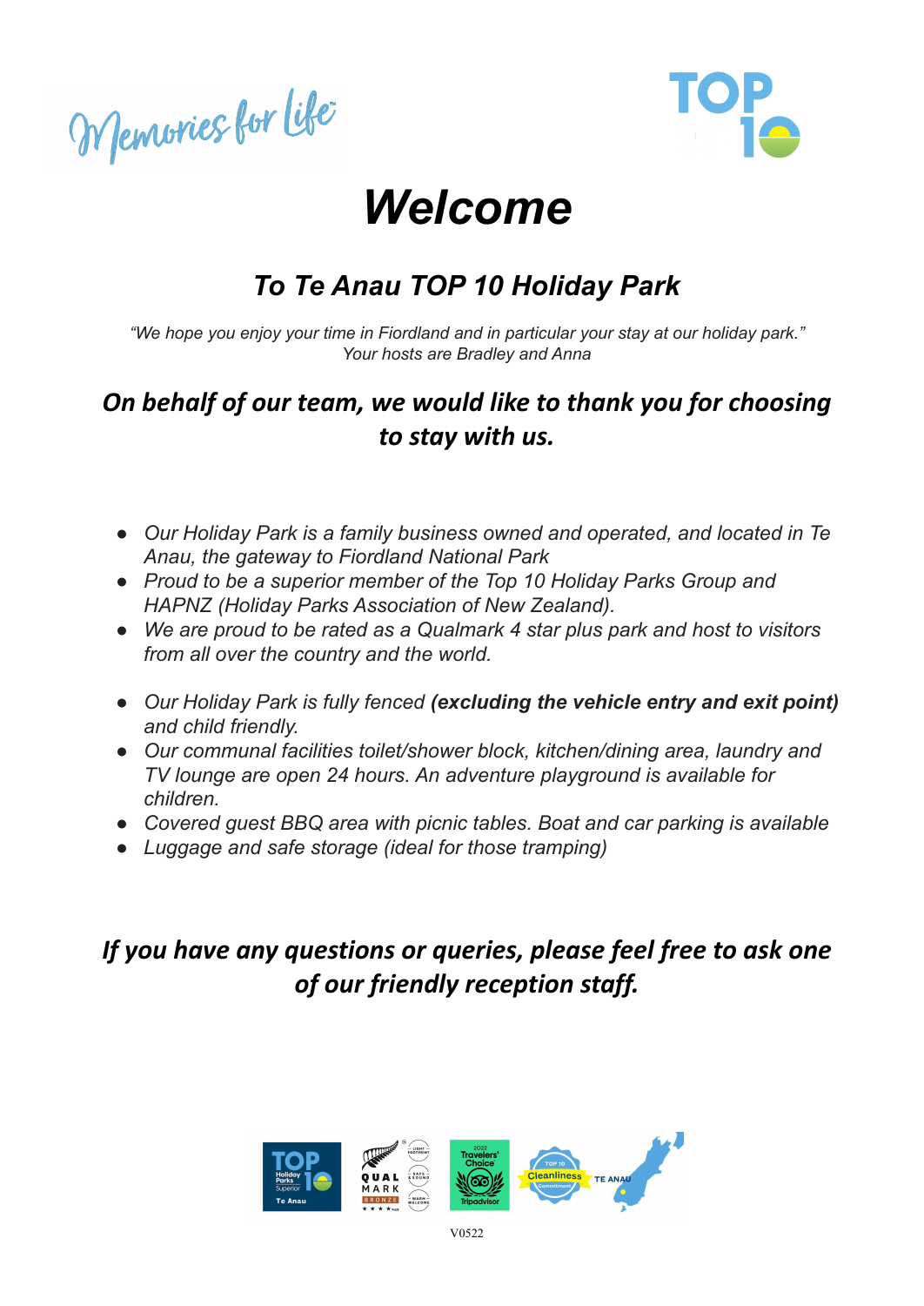Memories for Life

# *Welcome*

## *To Te Anau TOP 10 Holiday Park*

*"We hope you enjoy your time in Fiordland and in particular your stay at our holiday park."*
*Your hosts are Bradley and Anna*

### ***On behalf of our team, we would like to thank you for choosing to stay with us.***

- *Our Holiday Park is a family business owned and operated, and located in Te Anau, the gateway to Fiordland National Park*
- *Proud to be a superior member of the Top 10 Holiday Parks Group and HAPNZ (Holiday Parks Association of New Zealand).*
- *We are proud to be rated as a Qualmark 4 star plus park and host to visitors from all over the country and the world.*

- *Our Holiday Park is fully fenced* ***(excluding the vehicle entry and exit point)*** *and child friendly.*
- *Our communal facilities toilet/shower block, kitchen/dining area, laundry and TV lounge are open 24 hours. An adventure playground is available for children.*
- *Covered guest BBQ area with picnic tables. Boat and car parking is available*
- *Luggage and safe storage (ideal for those tramping)*

### ***If you have any questions or queries, please feel free to ask one of our friendly reception staff.***

V0522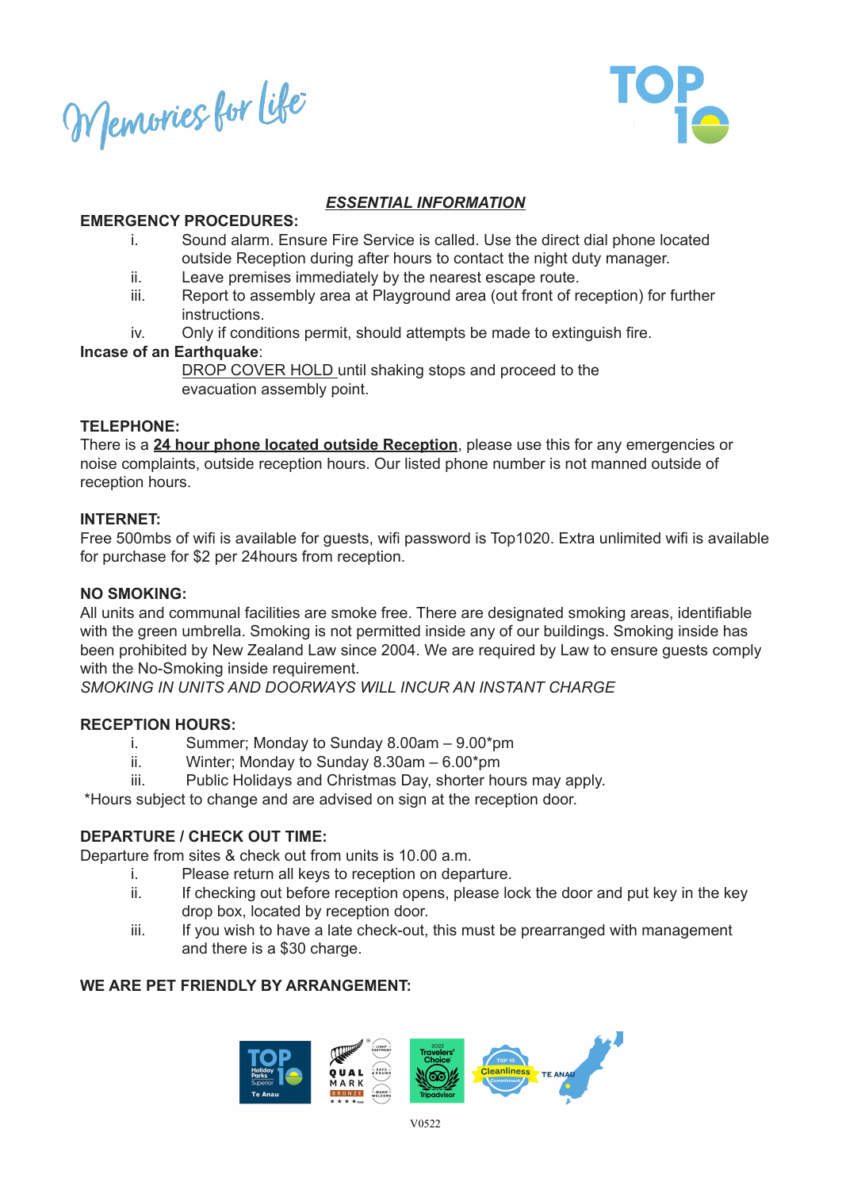Memories for Life

TOP 10

# *ESSENTIAL INFORMATION*

**EMERGENCY PROCEDURES:**

i. Sound alarm. Ensure Fire Service is called. Use the direct dial phone located outside Reception during after hours to contact the night duty manager.
ii. Leave premises immediately by the nearest escape route.
iii. Report to assembly area at Playground area (out front of reception) for further instructions.
iv. Only if conditions permit, should attempts be made to extinguish fire.

**Incase of an Earthquake**:

DROP COVER HOLD until shaking stops and proceed to the evacuation assembly point.

**TELEPHONE:**

There is a **24 hour phone located outside Reception**, please use this for any emergencies or noise complaints, outside reception hours. Our listed phone number is not manned outside of reception hours.

**INTERNET:**

Free 500mbs of wifi is available for guests, wifi password is Top1020. Extra unlimited wifi is available for purchase for $2 per 24hours from reception.

**NO SMOKING:**

All units and communal facilities are smoke free. There are designated smoking areas, identifiable with the green umbrella. Smoking is not permitted inside any of our buildings. Smoking inside has been prohibited by New Zealand Law since 2004. We are required by Law to ensure guests comply with the No-Smoking inside requirement.

*SMOKING IN UNITS AND DOORWAYS WILL INCUR AN INSTANT CHARGE*

**RECEPTION HOURS:**

i. Summer; Monday to Sunday 8.00am – 9.00*pm
ii. Winter; Monday to Sunday 8.30am – 6.00*pm
iii. Public Holidays and Christmas Day, shorter hours may apply.

*Hours subject to change and are advised on sign at the reception door.

**DEPARTURE / CHECK OUT TIME:**

Departure from sites & check out from units is 10.00 a.m.

i. Please return all keys to reception on departure.
ii. If checking out before reception opens, please lock the door and put key in the key drop box, located by reception door.
iii. If you wish to have a late check-out, this must be prearranged with management and there is a $30 charge.

**WE ARE PET FRIENDLY BY ARRANGEMENT:**

V0522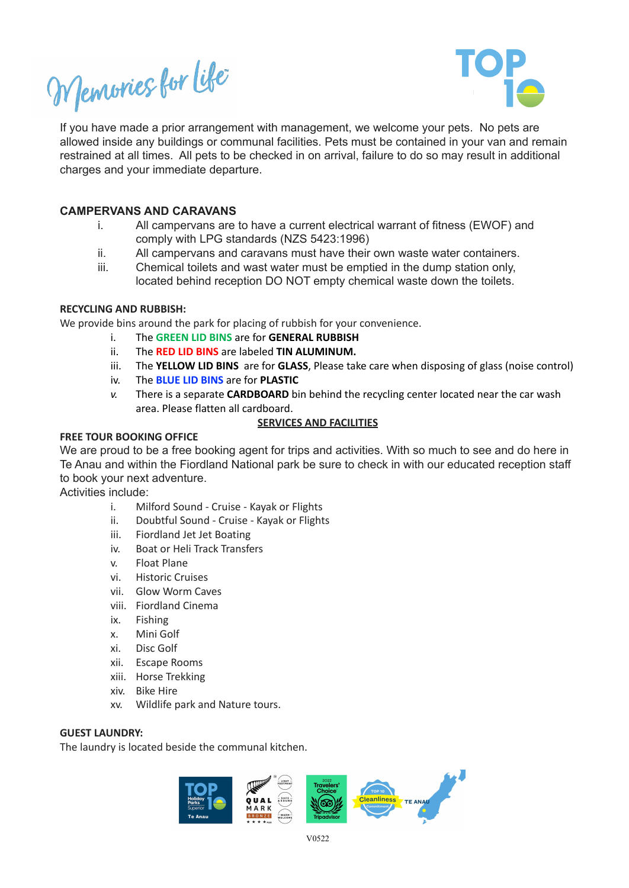If you have made a prior arrangement with management, we welcome your pets. No pets are allowed inside any buildings or communal facilities. Pets must be contained in your van and remain restrained at all times. All pets to be checked in on arrival, failure to do so may result in additional charges and your immediate departure.

## CAMPERVANS AND CARAVANS

i. All campervans are to have a current electrical warrant of fitness (EWOF) and comply with LPG standards (NZS 5423:1996)

ii. All campervans and caravans must have their own waste water containers.

iii. Chemical toilets and wast water must be emptied in the dump station only, located behind reception DO NOT empty chemical waste down the toilets.

**RECYCLING AND RUBBISH:**

We provide bins around the park for placing of rubbish for your convenience.

i. The **GREEN LID BINS** are for **GENERAL RUBBISH**

ii. The **RED LID BINS** are labeled **TIN ALUMINUM.**

iii. The **YELLOW LID BINS** are for **GLASS**, Please take care when disposing of glass (noise control)

iv. The **BLUE LID BINS** are for **PLASTIC**

v. There is a separate **CARDBOARD** bin behind the recycling center located near the car wash area. Please flatten all cardboard.

## SERVICES AND FACILITIES

**FREE TOUR BOOKING OFFICE**

We are proud to be a free booking agent for trips and activities. With so much to see and do here in Te Anau and within the Fiordland National park be sure to check in with our educated reception staff to book your next adventure.

Activities include:

i. Milford Sound - Cruise - Kayak or Flights

ii. Doubtful Sound - Cruise - Kayak or Flights

iii. Fiordland Jet Jet Boating

iv. Boat or Heli Track Transfers

v. Float Plane

vi. Historic Cruises

vii. Glow Worm Caves

viii. Fiordland Cinema

ix. Fishing

x. Mini Golf

xi. Disc Golf

xii. Escape Rooms

xiii. Horse Trekking

xiv. Bike Hire

xv. Wildlife park and Nature tours.

**GUEST LAUNDRY:**

The laundry is located beside the communal kitchen.

V0522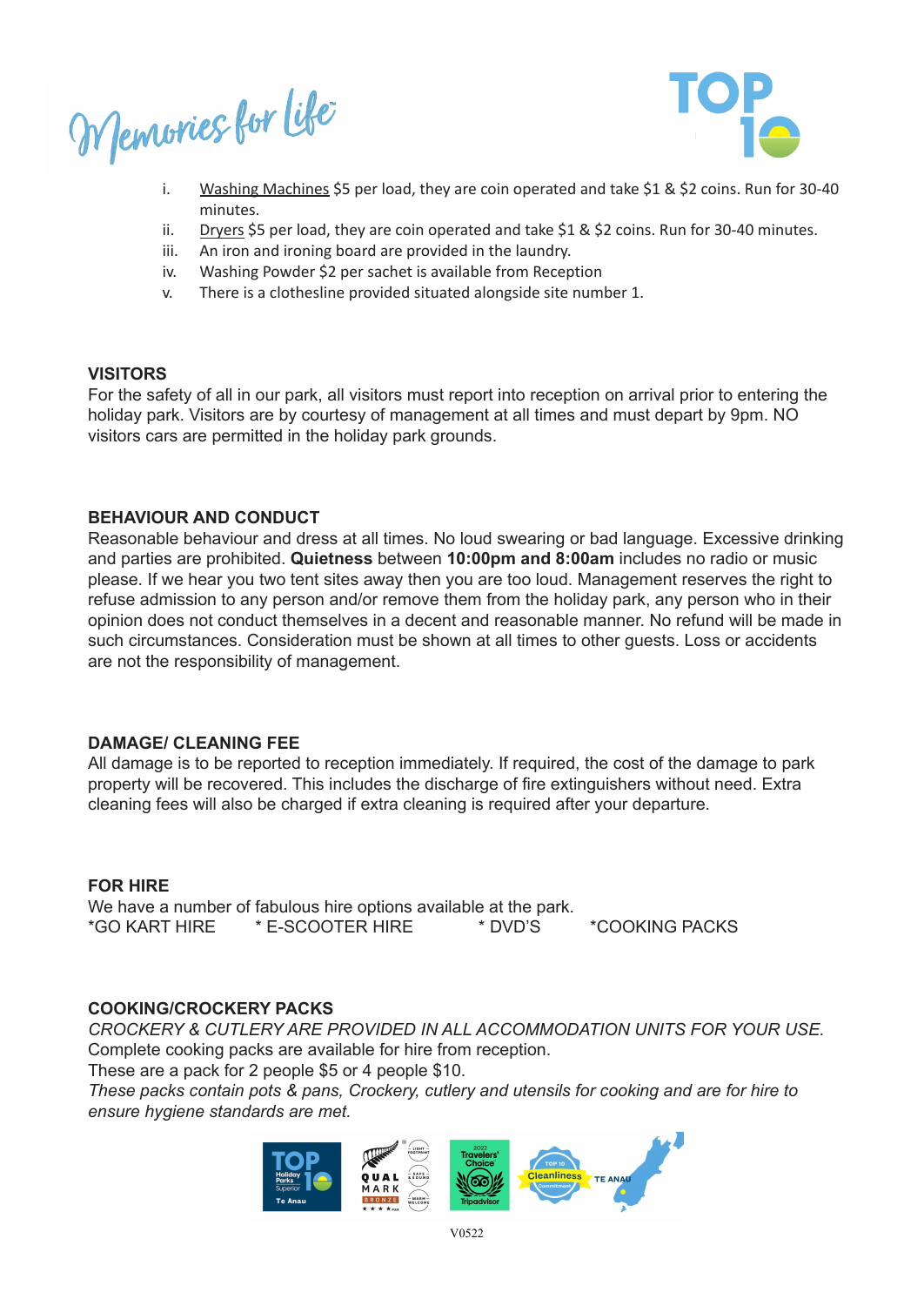i. <u>Washing Machines</u> $5 per load, they are coin operated and take $1 & $2 coins. Run for 30-40 minutes.
ii. <u>Dryers</u> $5 per load, they are coin operated and take $1 & $2 coins. Run for 30-40 minutes.
iii. An iron and ironing board are provided in the laundry.
iv. Washing Powder $2 per sachet is available from Reception
v. There is a clothesline provided situated alongside site number 1.

## VISITORS

For the safety of all in our park, all visitors must report into reception on arrival prior to entering the holiday park. Visitors are by courtesy of management at all times and must depart by 9pm. NO visitors cars are permitted in the holiday park grounds.

## BEHAVIOUR AND CONDUCT

Reasonable behaviour and dress at all times. No loud swearing or bad language. Excessive drinking and parties are prohibited. **Quietness** between **10:00pm and 8:00am** includes no radio or music please. If we hear you two tent sites away then you are too loud. Management reserves the right to refuse admission to any person and/or remove them from the holiday park, any person who in their opinion does not conduct themselves in a decent and reasonable manner. No refund will be made in such circumstances. Consideration must be shown at all times to other guests. Loss or accidents are not the responsibility of management.

## DAMAGE/ CLEANING FEE

All damage is to be reported to reception immediately. If required, the cost of the damage to park property will be recovered. This includes the discharge of fire extinguishers without need. Extra cleaning fees will also be charged if extra cleaning is required after your departure.

## FOR HIRE

We have a number of fabulous hire options available at the park.
*GO KART HIRE  * E-SCOOTER HIRE  * DVD'S  *COOKING PACKS

## COOKING/CROCKERY PACKS

*CROCKERY & CUTLERY ARE PROVIDED IN ALL ACCOMMODATION UNITS FOR YOUR USE.*
Complete cooking packs are available for hire from reception.
These are a pack for 2 people $5 or 4 people $10.
*These packs contain pots & pans, Crockery, cutlery and utensils for cooking and are for hire to ensure hygiene standards are met.*

V0522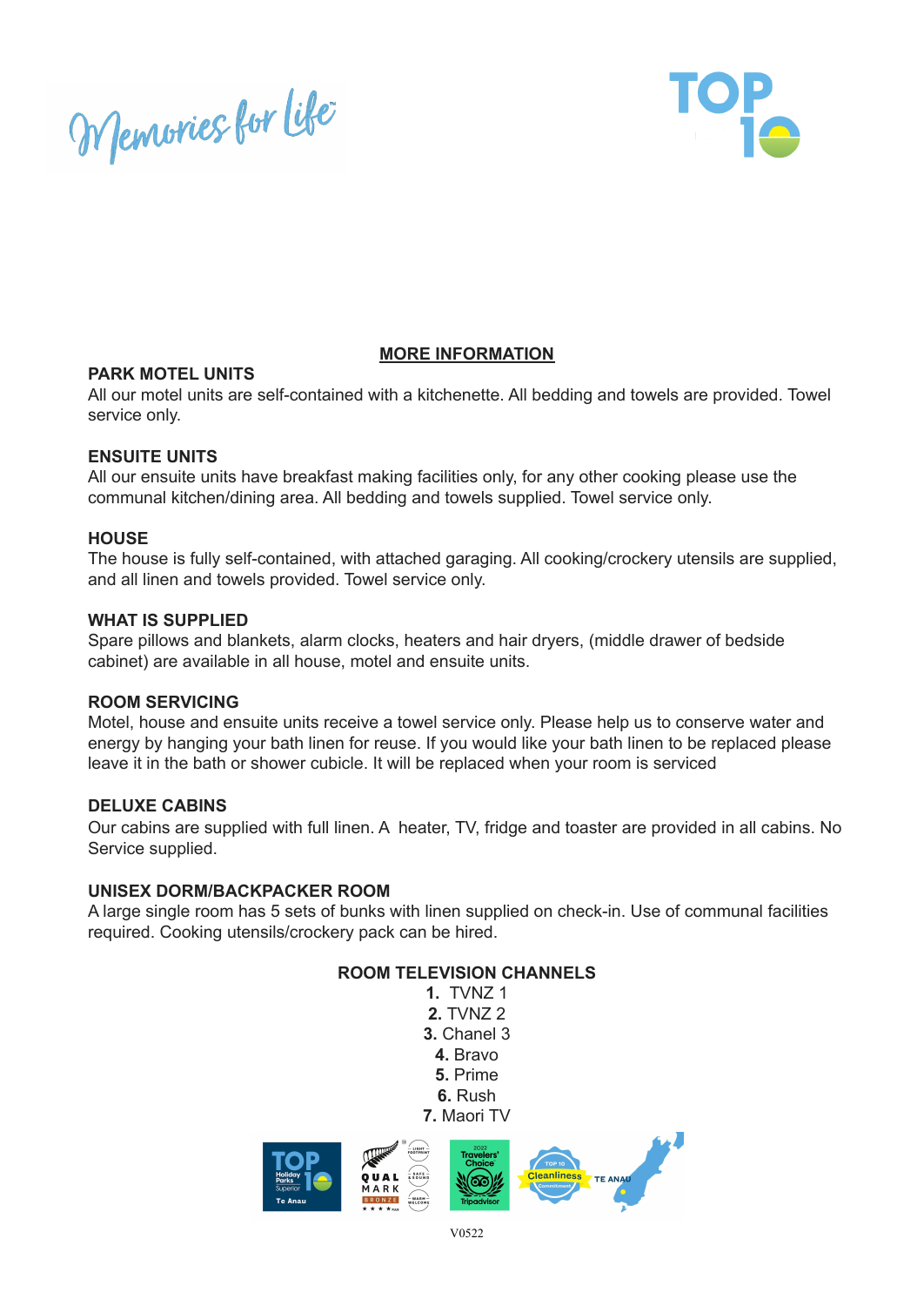## MORE INFORMATION

### PARK MOTEL UNITS

All our motel units are self-contained with a kitchenette. All bedding and towels are provided. Towel service only.

### ENSUITE UNITS

All our ensuite units have breakfast making facilities only, for any other cooking please use the communal kitchen/dining area. All bedding and towels supplied. Towel service only.

### HOUSE

The house is fully self-contained, with attached garaging. All cooking/crockery utensils are supplied, and all linen and towels provided. Towel service only.

### WHAT IS SUPPLIED

Spare pillows and blankets, alarm clocks, heaters and hair dryers, (middle drawer of bedside cabinet) are available in all house, motel and ensuite units.

### ROOM SERVICING

Motel, house and ensuite units receive a towel service only. Please help us to conserve water and energy by hanging your bath linen for reuse. If you would like your bath linen to be replaced please leave it in the bath or shower cubicle. It will be replaced when your room is serviced

### DELUXE CABINS

Our cabins are supplied with full linen. A heater, TV, fridge and toaster are provided in all cabins. No Service supplied.

### UNISEX DORM/BACKPACKER ROOM

A large single room has 5 sets of bunks with linen supplied on check-in. Use of communal facilities required. Cooking utensils/crockery pack can be hired.

### ROOM TELEVISION CHANNELS

1. TVNZ 1
2. TVNZ 2
3. Chanel 3
4. Bravo
5. Prime
6. Rush
7. Maori TV

V0522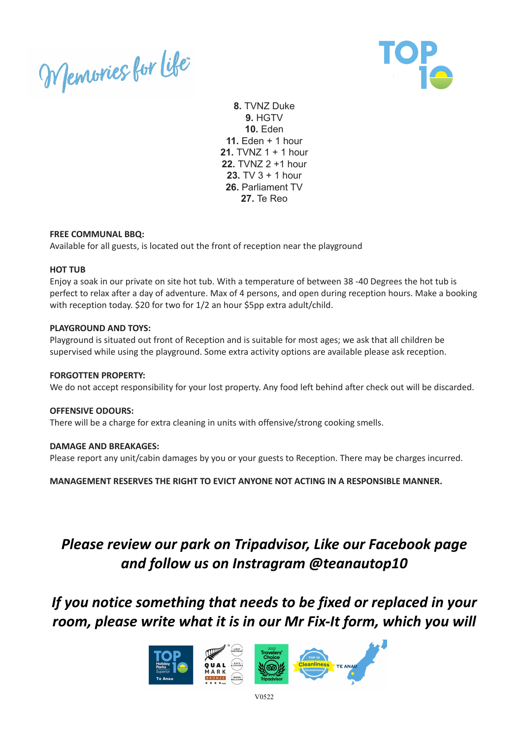**8.** TVNZ Duke
**9.** HGTV
**10.** Eden
**11.** Eden + 1 hour
**21.** TVNZ 1 + 1 hour
**22.** TVNZ 2 +1 hour
**23.** TV 3 + 1 hour
**26.** Parliament TV
**27.** Te Reo

**FREE COMMUNAL BBQ:**
Available for all guests, is located out the front of reception near the playground

**HOT TUB**
Enjoy a soak in our private on site hot tub. With a temperature of between 38 -40 Degrees the hot tub is perfect to relax after a day of adventure. Max of 4 persons, and open during reception hours. Make a booking with reception today. $20 for two for 1/2 an hour $5pp extra adult/child.

**PLAYGROUND AND TOYS:**
Playground is situated out front of Reception and is suitable for most ages; we ask that all children be supervised while using the playground. Some extra activity options are available please ask reception.

**FORGOTTEN PROPERTY:**
We do not accept responsibility for your lost property. Any food left behind after check out will be discarded.

**OFFENSIVE ODOURS:**
There will be a charge for extra cleaning in units with offensive/strong cooking smells.

**DAMAGE AND BREAKAGES:**
Please report any unit/cabin damages by you or your guests to Reception. There may be charges incurred.

**MANAGEMENT RESERVES THE RIGHT TO EVICT ANYONE NOT ACTING IN A RESPONSIBLE MANNER.**

***Please review our park on Tripadvisor, Like our Facebook page and follow us on Instragram @teanautop10***

***If you notice something that needs to be fixed or replaced in your room, please write what it is in our Mr Fix-It form, which you will***

V0522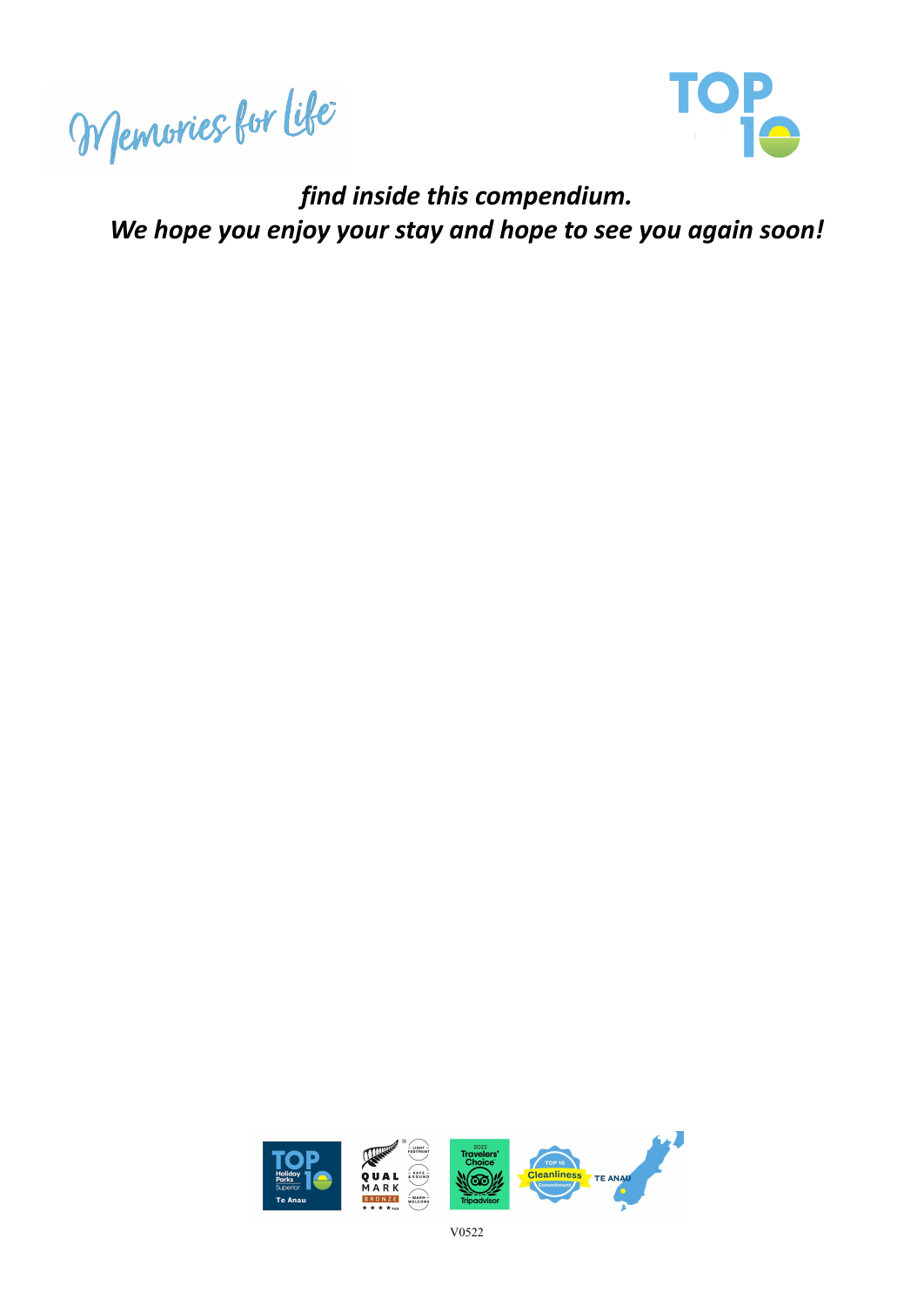***find inside this compendium.***
***We hope you enjoy your stay and hope to see you again soon!***

V0522